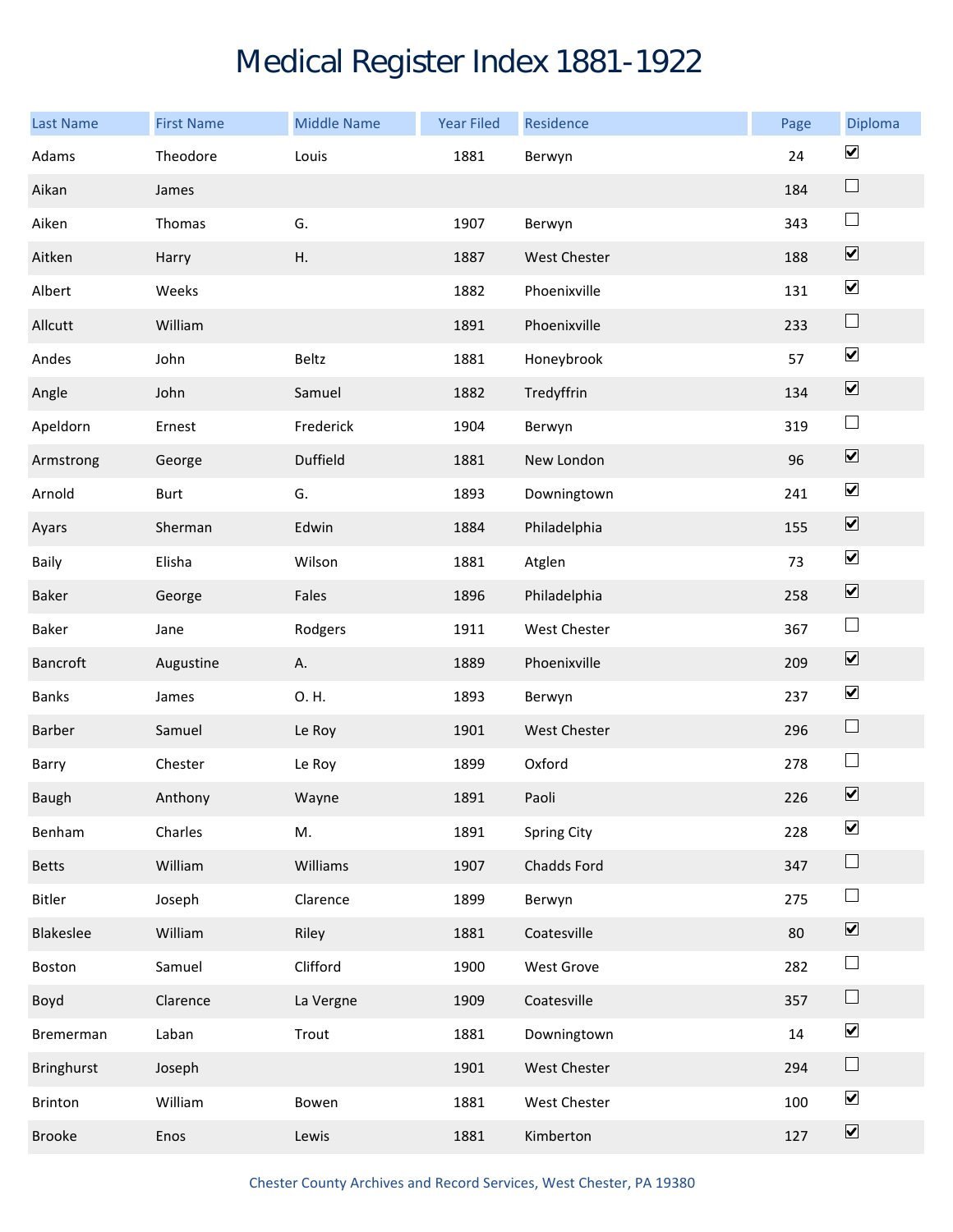# Medical Register Index 1881-1922

| Last Name | First Name | Middle Name | Year Filed | Residence | Page | Diploma |
|---|---|---|---|---|---|---|
| Adams | Theodore | Louis | 1881 | Berwyn | 24 | ☑ |
| Aikan | James | | | | 184 | ☐ |
| Aiken | Thomas | G. | 1907 | Berwyn | 343 | ☐ |
| Aitken | Harry | H. | 1887 | West Chester | 188 | ☑ |
| Albert | Weeks | | 1882 | Phoenixville | 131 | ☑ |
| Allcutt | William | | 1891 | Phoenixville | 233 | ☐ |
| Andes | John | Beltz | 1881 | Honeybrook | 57 | ☑ |
| Angle | John | Samuel | 1882 | Tredyffrin | 134 | ☑ |
| Apeldorn | Ernest | Frederick | 1904 | Berwyn | 319 | ☐ |
| Armstrong | George | Duffield | 1881 | New London | 96 | ☑ |
| Arnold | Burt | G. | 1893 | Downingtown | 241 | ☑ |
| Ayars | Sherman | Edwin | 1884 | Philadelphia | 155 | ☑ |
| Baily | Elisha | Wilson | 1881 | Atglen | 73 | ☑ |
| Baker | George | Fales | 1896 | Philadelphia | 258 | ☑ |
| Baker | Jane | Rodgers | 1911 | West Chester | 367 | ☐ |
| Bancroft | Augustine | A. | 1889 | Phoenixville | 209 | ☑ |
| Banks | James | O. H. | 1893 | Berwyn | 237 | ☑ |
| Barber | Samuel | Le Roy | 1901 | West Chester | 296 | ☐ |
| Barry | Chester | Le Roy | 1899 | Oxford | 278 | ☐ |
| Baugh | Anthony | Wayne | 1891 | Paoli | 226 | ☑ |
| Benham | Charles | M. | 1891 | Spring City | 228 | ☑ |
| Betts | William | Williams | 1907 | Chadds Ford | 347 | ☐ |
| Bitler | Joseph | Clarence | 1899 | Berwyn | 275 | ☐ |
| Blakeslee | William | Riley | 1881 | Coatesville | 80 | ☑ |
| Boston | Samuel | Clifford | 1900 | West Grove | 282 | ☐ |
| Boyd | Clarence | La Vergne | 1909 | Coatesville | 357 | ☐ |
| Bremerman | Laban | Trout | 1881 | Downingtown | 14 | ☑ |
| Bringhurst | Joseph | | 1901 | West Chester | 294 | ☐ |
| Brinton | William | Bowen | 1881 | West Chester | 100 | ☑ |
| Brooke | Enos | Lewis | 1881 | Kimberton | 127 | ☑ |

Chester County Archives and Record Services, West Chester, PA 19380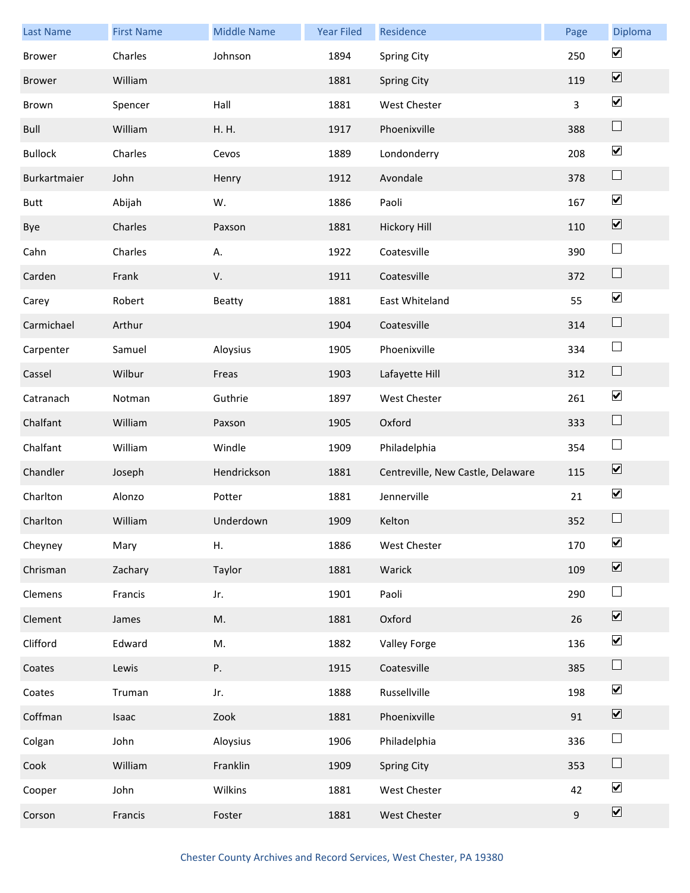| Last Name | First Name | Middle Name | Year Filed | Residence | Page | Diploma |
| --- | --- | --- | --- | --- | --- | --- |
| Brower | Charles | Johnson | 1894 | Spring City | 250 | ☑ |
| Brower | William | | 1881 | Spring City | 119 | ☑ |
| Brown | Spencer | Hall | 1881 | West Chester | 3 | ☑ |
| Bull | William | H. H. | 1917 | Phoenixville | 388 | ☐ |
| Bullock | Charles | Cevos | 1889 | Londonderry | 208 | ☑ |
| Burkartmaier | John | Henry | 1912 | Avondale | 378 | ☐ |
| Butt | Abijah | W. | 1886 | Paoli | 167 | ☑ |
| Bye | Charles | Paxson | 1881 | Hickory Hill | 110 | ☑ |
| Cahn | Charles | A. | 1922 | Coatesville | 390 | ☐ |
| Carden | Frank | V. | 1911 | Coatesville | 372 | ☐ |
| Carey | Robert | Beatty | 1881 | East Whiteland | 55 | ☑ |
| Carmichael | Arthur | | 1904 | Coatesville | 314 | ☐ |
| Carpenter | Samuel | Aloysius | 1905 | Phoenixville | 334 | ☐ |
| Cassel | Wilbur | Freas | 1903 | Lafayette Hill | 312 | ☐ |
| Catranach | Notman | Guthrie | 1897 | West Chester | 261 | ☑ |
| Chalfant | William | Paxson | 1905 | Oxford | 333 | ☐ |
| Chalfant | William | Windle | 1909 | Philadelphia | 354 | ☐ |
| Chandler | Joseph | Hendrickson | 1881 | Centreville, New Castle, Delaware | 115 | ☑ |
| Charlton | Alonzo | Potter | 1881 | Jennerville | 21 | ☑ |
| Charlton | William | Underdown | 1909 | Kelton | 352 | ☐ |
| Cheyney | Mary | H. | 1886 | West Chester | 170 | ☑ |
| Chrisman | Zachary | Taylor | 1881 | Warick | 109 | ☑ |
| Clemens | Francis | Jr. | 1901 | Paoli | 290 | ☐ |
| Clement | James | M. | 1881 | Oxford | 26 | ☑ |
| Clifford | Edward | M. | 1882 | Valley Forge | 136 | ☑ |
| Coates | Lewis | P. | 1915 | Coatesville | 385 | ☐ |
| Coates | Truman | Jr. | 1888 | Russellville | 198 | ☑ |
| Coffman | Isaac | Zook | 1881 | Phoenixville | 91 | ☑ |
| Colgan | John | Aloysius | 1906 | Philadelphia | 336 | ☐ |
| Cook | William | Franklin | 1909 | Spring City | 353 | ☐ |
| Cooper | John | Wilkins | 1881 | West Chester | 42 | ☑ |
| Corson | Francis | Foster | 1881 | West Chester | 9 | ☑ |

Chester County Archives and Record Services, West Chester, PA 19380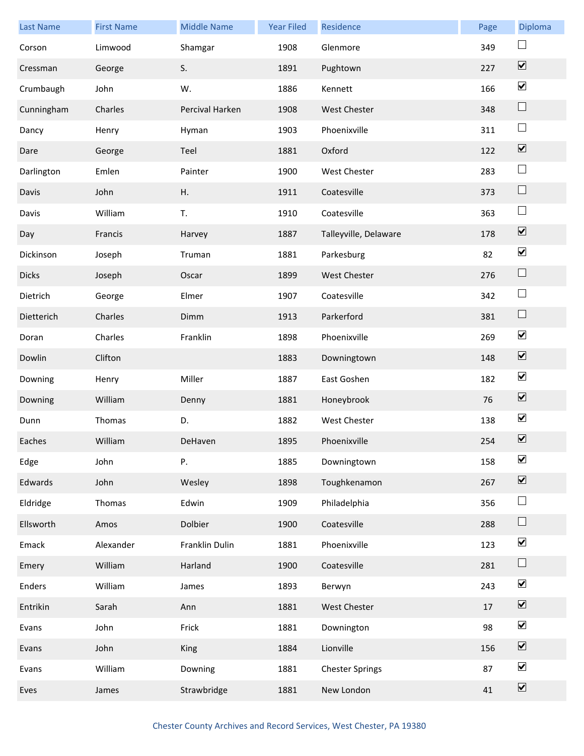| Last Name | First Name | Middle Name | Year Filed | Residence | Page | Diploma |
|---|---|---|---|---|---|---|
| Corson | Limwood | Shamgar | 1908 | Glenmore | 349 | ☐ |
| Cressman | George | S. | 1891 | Pughtown | 227 | ☑ |
| Crumbaugh | John | W. | 1886 | Kennett | 166 | ☑ |
| Cunningham | Charles | Percival Harken | 1908 | West Chester | 348 | ☐ |
| Dancy | Henry | Hyman | 1903 | Phoenixville | 311 | ☐ |
| Dare | George | Teel | 1881 | Oxford | 122 | ☑ |
| Darlington | Emlen | Painter | 1900 | West Chester | 283 | ☐ |
| Davis | John | H. | 1911 | Coatesville | 373 | ☐ |
| Davis | William | T. | 1910 | Coatesville | 363 | ☐ |
| Day | Francis | Harvey | 1887 | Talleyville, Delaware | 178 | ☑ |
| Dickinson | Joseph | Truman | 1881 | Parkesburg | 82 | ☑ |
| Dicks | Joseph | Oscar | 1899 | West Chester | 276 | ☐ |
| Dietrich | George | Elmer | 1907 | Coatesville | 342 | ☐ |
| Dietterich | Charles | Dimm | 1913 | Parkerford | 381 | ☐ |
| Doran | Charles | Franklin | 1898 | Phoenixville | 269 | ☑ |
| Dowlin | Clifton | | 1883 | Downingtown | 148 | ☑ |
| Downing | Henry | Miller | 1887 | East Goshen | 182 | ☑ |
| Downing | William | Denny | 1881 | Honeybrook | 76 | ☑ |
| Dunn | Thomas | D. | 1882 | West Chester | 138 | ☑ |
| Eaches | William | DeHaven | 1895 | Phoenixville | 254 | ☑ |
| Edge | John | P. | 1885 | Downingtown | 158 | ☑ |
| Edwards | John | Wesley | 1898 | Toughkenamon | 267 | ☑ |
| Eldridge | Thomas | Edwin | 1909 | Philadelphia | 356 | ☐ |
| Ellsworth | Amos | Dolbier | 1900 | Coatesville | 288 | ☐ |
| Emack | Alexander | Franklin Dulin | 1881 | Phoenixville | 123 | ☑ |
| Emery | William | Harland | 1900 | Coatesville | 281 | ☐ |
| Enders | William | James | 1893 | Berwyn | 243 | ☑ |
| Entrikin | Sarah | Ann | 1881 | West Chester | 17 | ☑ |
| Evans | John | Frick | 1881 | Downington | 98 | ☑ |
| Evans | John | King | 1884 | Lionville | 156 | ☑ |
| Evans | William | Downing | 1881 | Chester Springs | 87 | ☑ |
| Eves | James | Strawbridge | 1881 | New London | 41 | ☑ |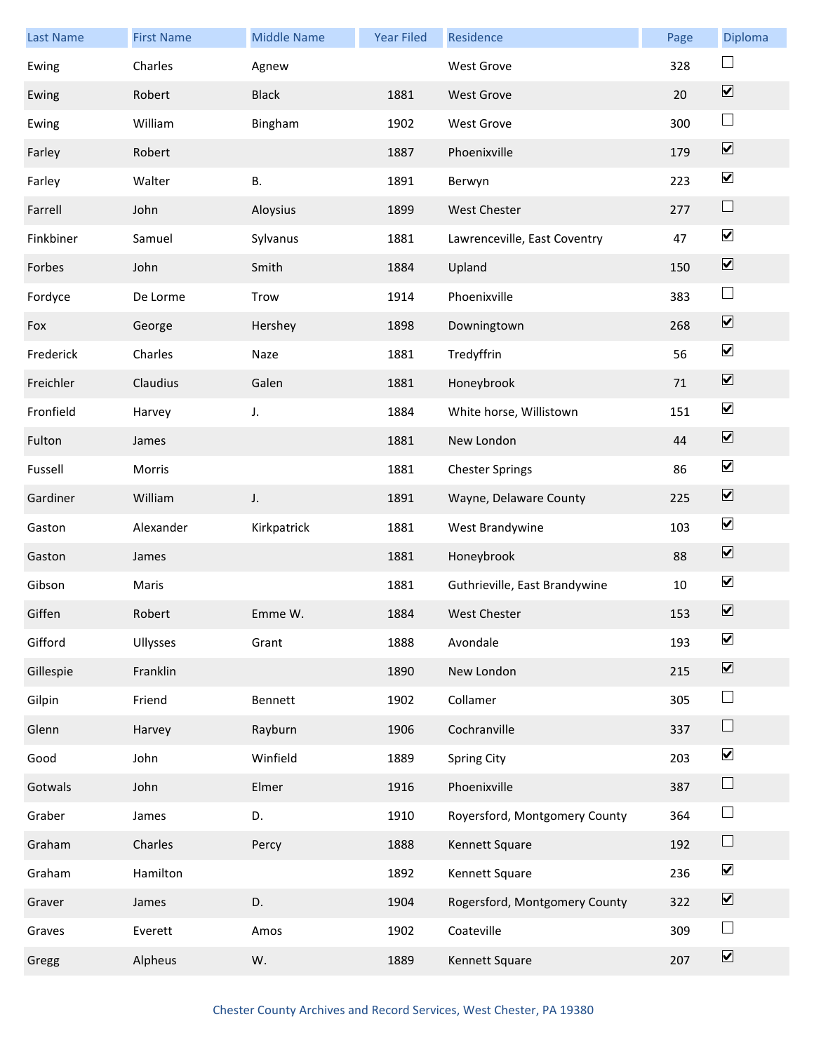| Last Name | First Name | Middle Name | Year Filed | Residence | Page | Diploma |
|---|---|---|---|---|---|---|
| Ewing | Charles | Agnew | | West Grove | 328 | ☐ |
| Ewing | Robert | Black | 1881 | West Grove | 20 | ☑ |
| Ewing | William | Bingham | 1902 | West Grove | 300 | ☐ |
| Farley | Robert | | 1887 | Phoenixville | 179 | ☑ |
| Farley | Walter | B. | 1891 | Berwyn | 223 | ☑ |
| Farrell | John | Aloysius | 1899 | West Chester | 277 | ☐ |
| Finkbiner | Samuel | Sylvanus | 1881 | Lawrenceville, East Coventry | 47 | ☑ |
| Forbes | John | Smith | 1884 | Upland | 150 | ☑ |
| Fordyce | De Lorme | Trow | 1914 | Phoenixville | 383 | ☐ |
| Fox | George | Hershey | 1898 | Downingtown | 268 | ☑ |
| Frederick | Charles | Naze | 1881 | Tredyffrin | 56 | ☑ |
| Freichler | Claudius | Galen | 1881 | Honeybrook | 71 | ☑ |
| Fronfield | Harvey | J. | 1884 | White horse, Willistown | 151 | ☑ |
| Fulton | James | | 1881 | New London | 44 | ☑ |
| Fussell | Morris | | 1881 | Chester Springs | 86 | ☑ |
| Gardiner | William | J. | 1891 | Wayne, Delaware County | 225 | ☑ |
| Gaston | Alexander | Kirkpatrick | 1881 | West Brandywine | 103 | ☑ |
| Gaston | James | | 1881 | Honeybrook | 88 | ☑ |
| Gibson | Maris | | 1881 | Guthrieville, East Brandywine | 10 | ☑ |
| Giffen | Robert | Emme W. | 1884 | West Chester | 153 | ☑ |
| Gifford | Ullysses | Grant | 1888 | Avondale | 193 | ☑ |
| Gillespie | Franklin | | 1890 | New London | 215 | ☑ |
| Gilpin | Friend | Bennett | 1902 | Collamer | 305 | ☐ |
| Glenn | Harvey | Rayburn | 1906 | Cochranville | 337 | ☐ |
| Good | John | Winfield | 1889 | Spring City | 203 | ☑ |
| Gotwals | John | Elmer | 1916 | Phoenixville | 387 | ☐ |
| Graber | James | D. | 1910 | Royersford, Montgomery County | 364 | ☐ |
| Graham | Charles | Percy | 1888 | Kennett Square | 192 | ☐ |
| Graham | Hamilton | | 1892 | Kennett Square | 236 | ☑ |
| Graver | James | D. | 1904 | Rogersford, Montgomery County | 322 | ☑ |
| Graves | Everett | Amos | 1902 | Coateville | 309 | ☐ |
| Gregg | Alpheus | W. | 1889 | Kennett Square | 207 | ☑ |

Chester County Archives and Record Services, West Chester, PA 19380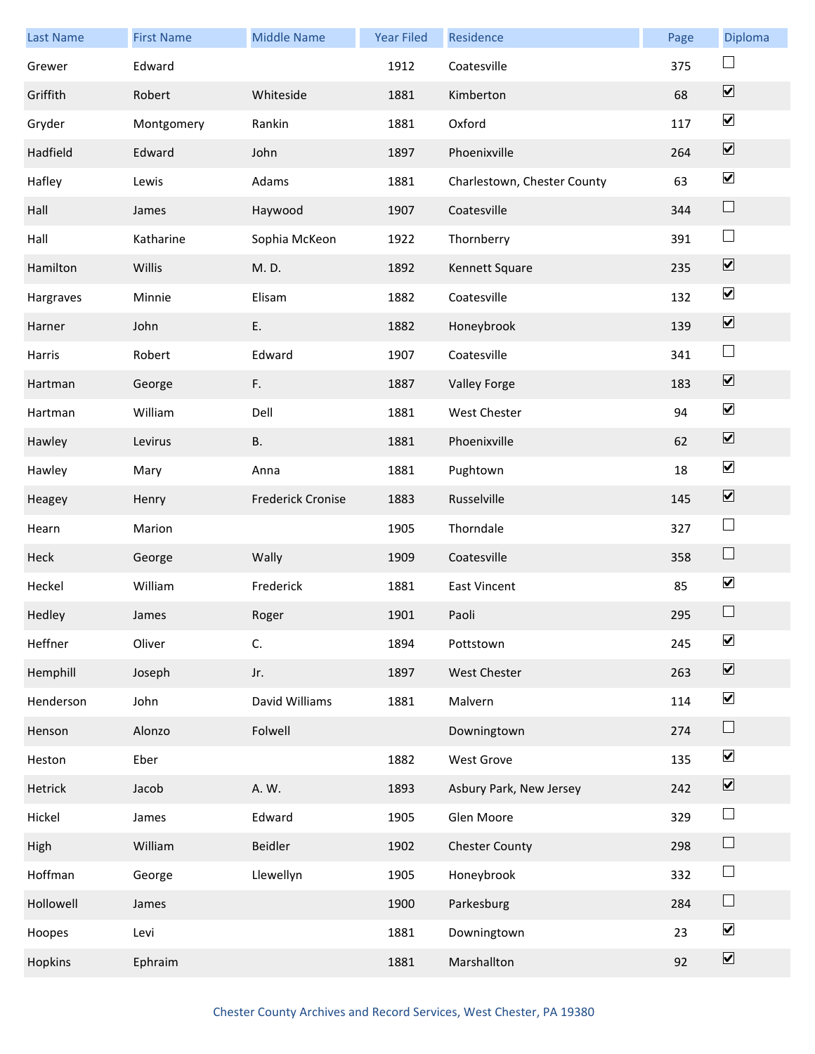| Last Name | First Name | Middle Name | Year Filed | Residence | Page | Diploma |
|---|---|---|---|---|---|---|
| Grewer | Edward | | 1912 | Coatesville | 375 | ☐ |
| Griffith | Robert | Whiteside | 1881 | Kimberton | 68 | ☑ |
| Gryder | Montgomery | Rankin | 1881 | Oxford | 117 | ☑ |
| Hadfield | Edward | John | 1897 | Phoenixville | 264 | ☑ |
| Hafley | Lewis | Adams | 1881 | Charlestown, Chester County | 63 | ☑ |
| Hall | James | Haywood | 1907 | Coatesville | 344 | ☐ |
| Hall | Katharine | Sophia McKeon | 1922 | Thornberry | 391 | ☐ |
| Hamilton | Willis | M. D. | 1892 | Kennett Square | 235 | ☑ |
| Hargraves | Minnie | Elisam | 1882 | Coatesville | 132 | ☑ |
| Harner | John | E. | 1882 | Honeybrook | 139 | ☑ |
| Harris | Robert | Edward | 1907 | Coatesville | 341 | ☐ |
| Hartman | George | F. | 1887 | Valley Forge | 183 | ☑ |
| Hartman | William | Dell | 1881 | West Chester | 94 | ☑ |
| Hawley | Levirus | B. | 1881 | Phoenixville | 62 | ☑ |
| Hawley | Mary | Anna | 1881 | Pughtown | 18 | ☑ |
| Heagey | Henry | Frederick Cronise | 1883 | Russelville | 145 | ☑ |
| Hearn | Marion | | 1905 | Thorndale | 327 | ☐ |
| Heck | George | Wally | 1909 | Coatesville | 358 | ☐ |
| Heckel | William | Frederick | 1881 | East Vincent | 85 | ☑ |
| Hedley | James | Roger | 1901 | Paoli | 295 | ☐ |
| Heffner | Oliver | C. | 1894 | Pottstown | 245 | ☑ |
| Hemphill | Joseph | Jr. | 1897 | West Chester | 263 | ☑ |
| Henderson | John | David Williams | 1881 | Malvern | 114 | ☑ |
| Henson | Alonzo | Folwell | | Downingtown | 274 | ☐ |
| Heston | Eber | | 1882 | West Grove | 135 | ☑ |
| Hetrick | Jacob | A. W. | 1893 | Asbury Park, New Jersey | 242 | ☑ |
| Hickel | James | Edward | 1905 | Glen Moore | 329 | ☐ |
| High | William | Beidler | 1902 | Chester County | 298 | ☐ |
| Hoffman | George | Llewellyn | 1905 | Honeybrook | 332 | ☐ |
| Hollowell | James | | 1900 | Parkesburg | 284 | ☐ |
| Hoopes | Levi | | 1881 | Downingtown | 23 | ☑ |
| Hopkins | Ephraim | | 1881 | Marshallton | 92 | ☑ |

Chester County Archives and Record Services, West Chester, PA 19380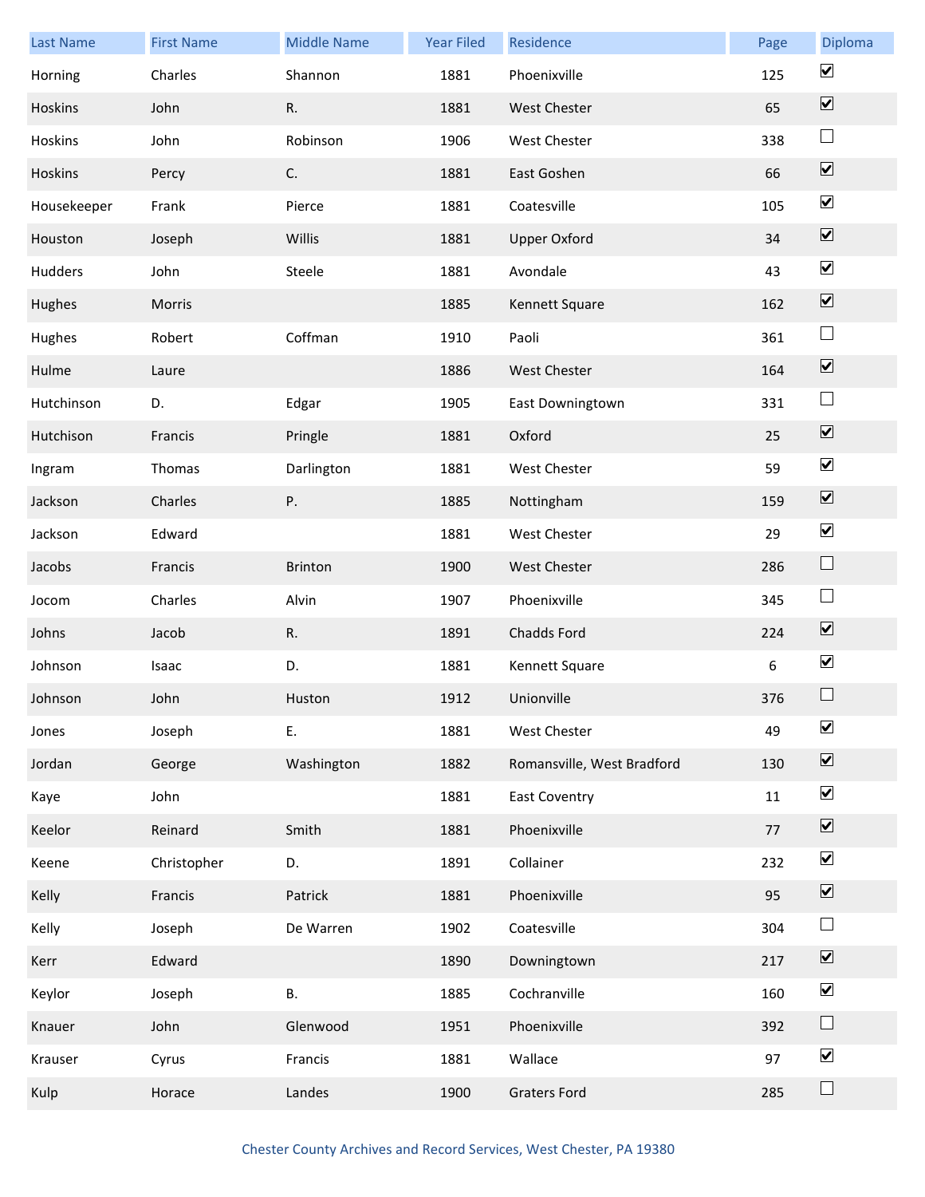| Last Name | First Name | Middle Name | Year Filed | Residence | Page | Diploma |
|---|---|---|---|---|---|---|
| Horning | Charles | Shannon | 1881 | Phoenixville | 125 | ☑ |
| Hoskins | John | R. | 1881 | West Chester | 65 | ☑ |
| Hoskins | John | Robinson | 1906 | West Chester | 338 | ☐ |
| Hoskins | Percy | C. | 1881 | East Goshen | 66 | ☑ |
| Housekeeper | Frank | Pierce | 1881 | Coatesville | 105 | ☑ |
| Houston | Joseph | Willis | 1881 | Upper Oxford | 34 | ☑ |
| Hudders | John | Steele | 1881 | Avondale | 43 | ☑ |
| Hughes | Morris | | 1885 | Kennett Square | 162 | ☑ |
| Hughes | Robert | Coffman | 1910 | Paoli | 361 | ☐ |
| Hulme | Laure | | 1886 | West Chester | 164 | ☑ |
| Hutchinson | D. | Edgar | 1905 | East Downingtown | 331 | ☐ |
| Hutchison | Francis | Pringle | 1881 | Oxford | 25 | ☑ |
| Ingram | Thomas | Darlington | 1881 | West Chester | 59 | ☑ |
| Jackson | Charles | P. | 1885 | Nottingham | 159 | ☑ |
| Jackson | Edward | | 1881 | West Chester | 29 | ☑ |
| Jacobs | Francis | Brinton | 1900 | West Chester | 286 | ☐ |
| Jocom | Charles | Alvin | 1907 | Phoenixville | 345 | ☐ |
| Johns | Jacob | R. | 1891 | Chadds Ford | 224 | ☑ |
| Johnson | Isaac | D. | 1881 | Kennett Square | 6 | ☑ |
| Johnson | John | Huston | 1912 | Unionville | 376 | ☐ |
| Jones | Joseph | E. | 1881 | West Chester | 49 | ☑ |
| Jordan | George | Washington | 1882 | Romansville, West Bradford | 130 | ☑ |
| Kaye | John | | 1881 | East Coventry | 11 | ☑ |
| Keelor | Reinard | Smith | 1881 | Phoenixville | 77 | ☑ |
| Keene | Christopher | D. | 1891 | Collainer | 232 | ☑ |
| Kelly | Francis | Patrick | 1881 | Phoenixville | 95 | ☑ |
| Kelly | Joseph | De Warren | 1902 | Coatesville | 304 | ☐ |
| Kerr | Edward | | 1890 | Downingtown | 217 | ☑ |
| Keylor | Joseph | B. | 1885 | Cochranville | 160 | ☑ |
| Knauer | John | Glenwood | 1951 | Phoenixville | 392 | ☐ |
| Krauser | Cyrus | Francis | 1881 | Wallace | 97 | ☑ |
| Kulp | Horace | Landes | 1900 | Graters Ford | 285 | ☐ |

Chester County Archives and Record Services, West Chester, PA 19380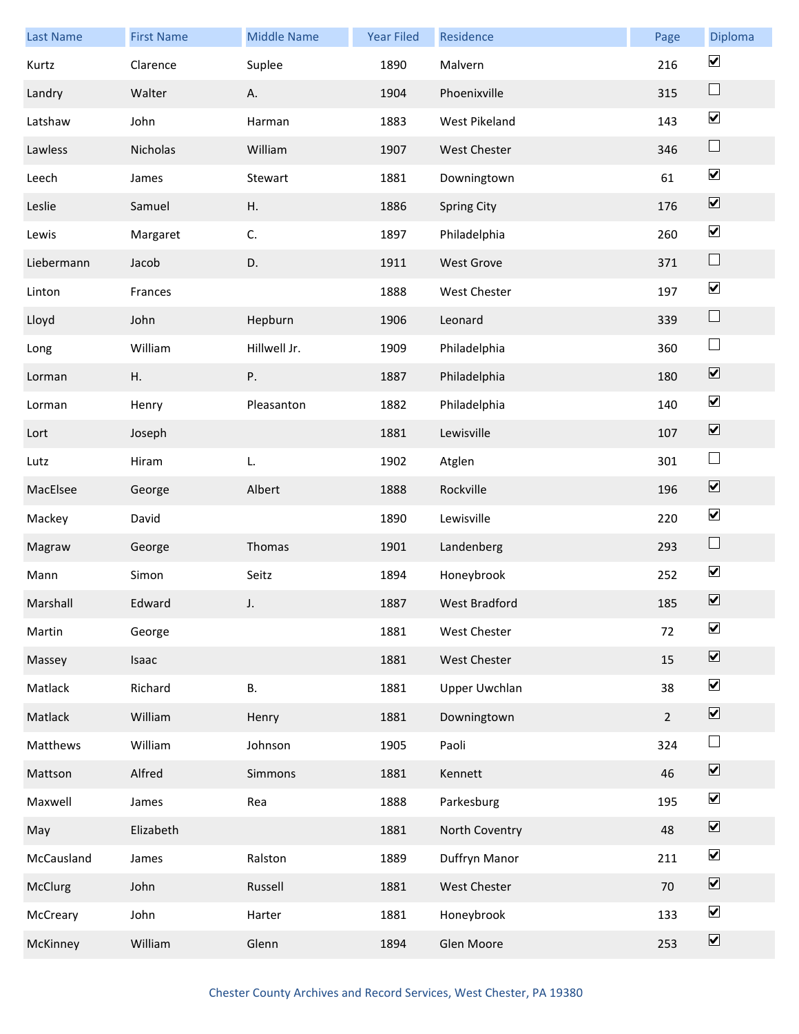| Last Name | First Name | Middle Name | Year Filed | Residence | Page | Diploma |
|---|---|---|---|---|---|---|
| Kurtz | Clarence | Suplee | 1890 | Malvern | 216 | ☑ |
| Landry | Walter | A. | 1904 | Phoenixville | 315 | ☐ |
| Latshaw | John | Harman | 1883 | West Pikeland | 143 | ☑ |
| Lawless | Nicholas | William | 1907 | West Chester | 346 | ☐ |
| Leech | James | Stewart | 1881 | Downingtown | 61 | ☑ |
| Leslie | Samuel | H. | 1886 | Spring City | 176 | ☑ |
| Lewis | Margaret | C. | 1897 | Philadelphia | 260 | ☑ |
| Liebermann | Jacob | D. | 1911 | West Grove | 371 | ☐ |
| Linton | Frances | | 1888 | West Chester | 197 | ☑ |
| Lloyd | John | Hepburn | 1906 | Leonard | 339 | ☐ |
| Long | William | Hillwell Jr. | 1909 | Philadelphia | 360 | ☐ |
| Lorman | H. | P. | 1887 | Philadelphia | 180 | ☑ |
| Lorman | Henry | Pleasanton | 1882 | Philadelphia | 140 | ☑ |
| Lort | Joseph | | 1881 | Lewisville | 107 | ☑ |
| Lutz | Hiram | L. | 1902 | Atglen | 301 | ☐ |
| MacElsee | George | Albert | 1888 | Rockville | 196 | ☑ |
| Mackey | David | | 1890 | Lewisville | 220 | ☑ |
| Magraw | George | Thomas | 1901 | Landenberg | 293 | ☐ |
| Mann | Simon | Seitz | 1894 | Honeybrook | 252 | ☑ |
| Marshall | Edward | J. | 1887 | West Bradford | 185 | ☑ |
| Martin | George | | 1881 | West Chester | 72 | ☑ |
| Massey | Isaac | | 1881 | West Chester | 15 | ☑ |
| Matlack | Richard | B. | 1881 | Upper Uwchlan | 38 | ☑ |
| Matlack | William | Henry | 1881 | Downingtown | 2 | ☑ |
| Matthews | William | Johnson | 1905 | Paoli | 324 | ☐ |
| Mattson | Alfred | Simmons | 1881 | Kennett | 46 | ☑ |
| Maxwell | James | Rea | 1888 | Parkesburg | 195 | ☑ |
| May | Elizabeth | | 1881 | North Coventry | 48 | ☑ |
| McCausland | James | Ralston | 1889 | Duffryn Manor | 211 | ☑ |
| McClurg | John | Russell | 1881 | West Chester | 70 | ☑ |
| McCreary | John | Harter | 1881 | Honeybrook | 133 | ☑ |
| McKinney | William | Glenn | 1894 | Glen Moore | 253 | ☑ |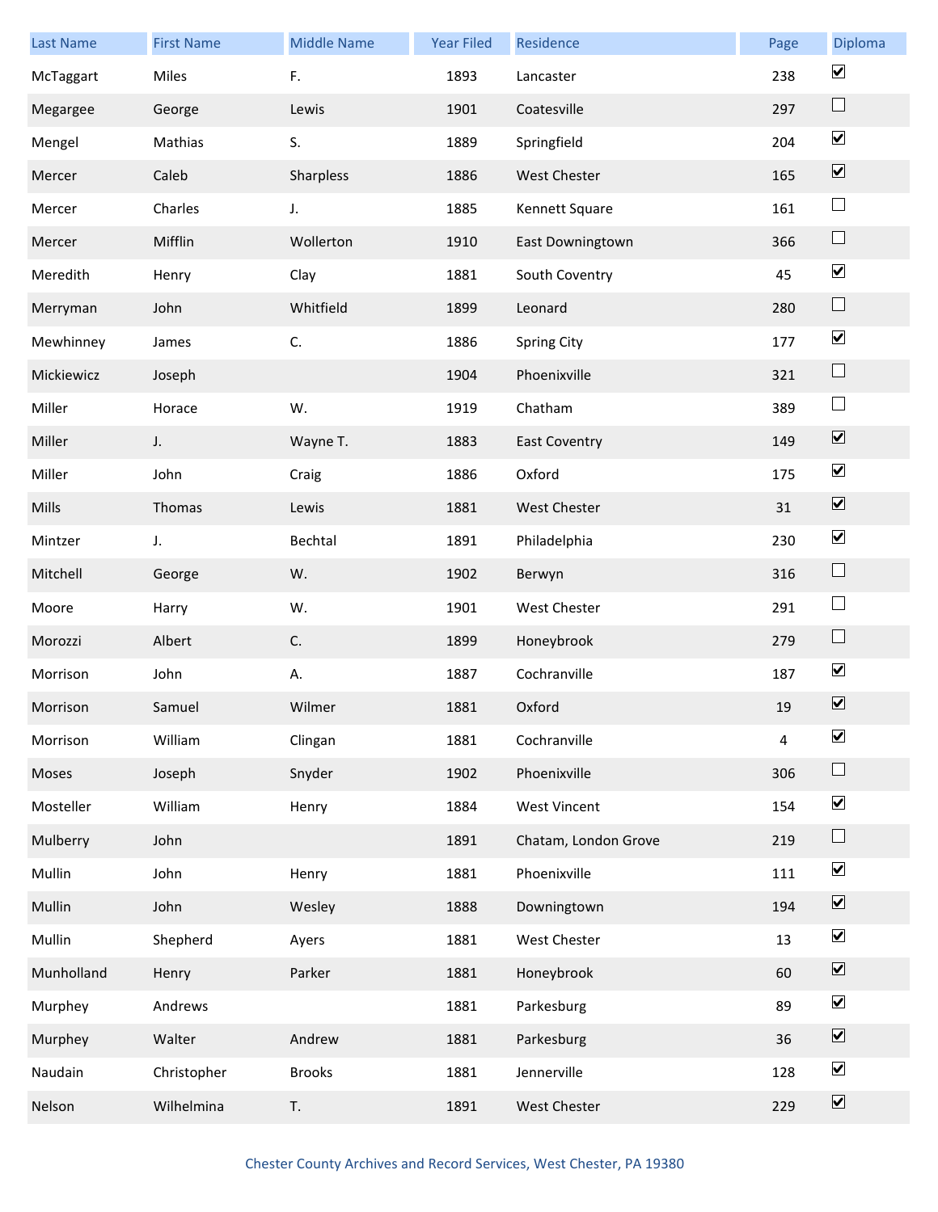| Last Name | First Name | Middle Name | Year Filed | Residence | Page | Diploma |
|---|---|---|---|---|---|---|
| McTaggart | Miles | F. | 1893 | Lancaster | 238 | ☑ |
| Megargee | George | Lewis | 1901 | Coatesville | 297 | ☐ |
| Mengel | Mathias | S. | 1889 | Springfield | 204 | ☑ |
| Mercer | Caleb | Sharpless | 1886 | West Chester | 165 | ☑ |
| Mercer | Charles | J. | 1885 | Kennett Square | 161 | ☐ |
| Mercer | Mifflin | Wollerton | 1910 | East Downingtown | 366 | ☐ |
| Meredith | Henry | Clay | 1881 | South Coventry | 45 | ☑ |
| Merryman | John | Whitfield | 1899 | Leonard | 280 | ☐ |
| Mewhinney | James | C. | 1886 | Spring City | 177 | ☑ |
| Mickiewicz | Joseph | | 1904 | Phoenixville | 321 | ☐ |
| Miller | Horace | W. | 1919 | Chatham | 389 | ☐ |
| Miller | J. | Wayne T. | 1883 | East Coventry | 149 | ☑ |
| Miller | John | Craig | 1886 | Oxford | 175 | ☑ |
| Mills | Thomas | Lewis | 1881 | West Chester | 31 | ☑ |
| Mintzer | J. | Bechtal | 1891 | Philadelphia | 230 | ☑ |
| Mitchell | George | W. | 1902 | Berwyn | 316 | ☐ |
| Moore | Harry | W. | 1901 | West Chester | 291 | ☐ |
| Morozzi | Albert | C. | 1899 | Honeybrook | 279 | ☐ |
| Morrison | John | A. | 1887 | Cochranville | 187 | ☑ |
| Morrison | Samuel | Wilmer | 1881 | Oxford | 19 | ☑ |
| Morrison | William | Clingan | 1881 | Cochranville | 4 | ☑ |
| Moses | Joseph | Snyder | 1902 | Phoenixville | 306 | ☐ |
| Mosteller | William | Henry | 1884 | West Vincent | 154 | ☑ |
| Mulberry | John | | 1891 | Chatam, London Grove | 219 | ☐ |
| Mullin | John | Henry | 1881 | Phoenixville | 111 | ☑ |
| Mullin | John | Wesley | 1888 | Downingtown | 194 | ☑ |
| Mullin | Shepherd | Ayers | 1881 | West Chester | 13 | ☑ |
| Munholland | Henry | Parker | 1881 | Honeybrook | 60 | ☑ |
| Murphey | Andrews | | 1881 | Parkesburg | 89 | ☑ |
| Murphey | Walter | Andrew | 1881 | Parkesburg | 36 | ☑ |
| Naudain | Christopher | Brooks | 1881 | Jennerville | 128 | ☑ |
| Nelson | Wilhelmina | T. | 1891 | West Chester | 229 | ☑ |

Chester County Archives and Record Services, West Chester, PA 19380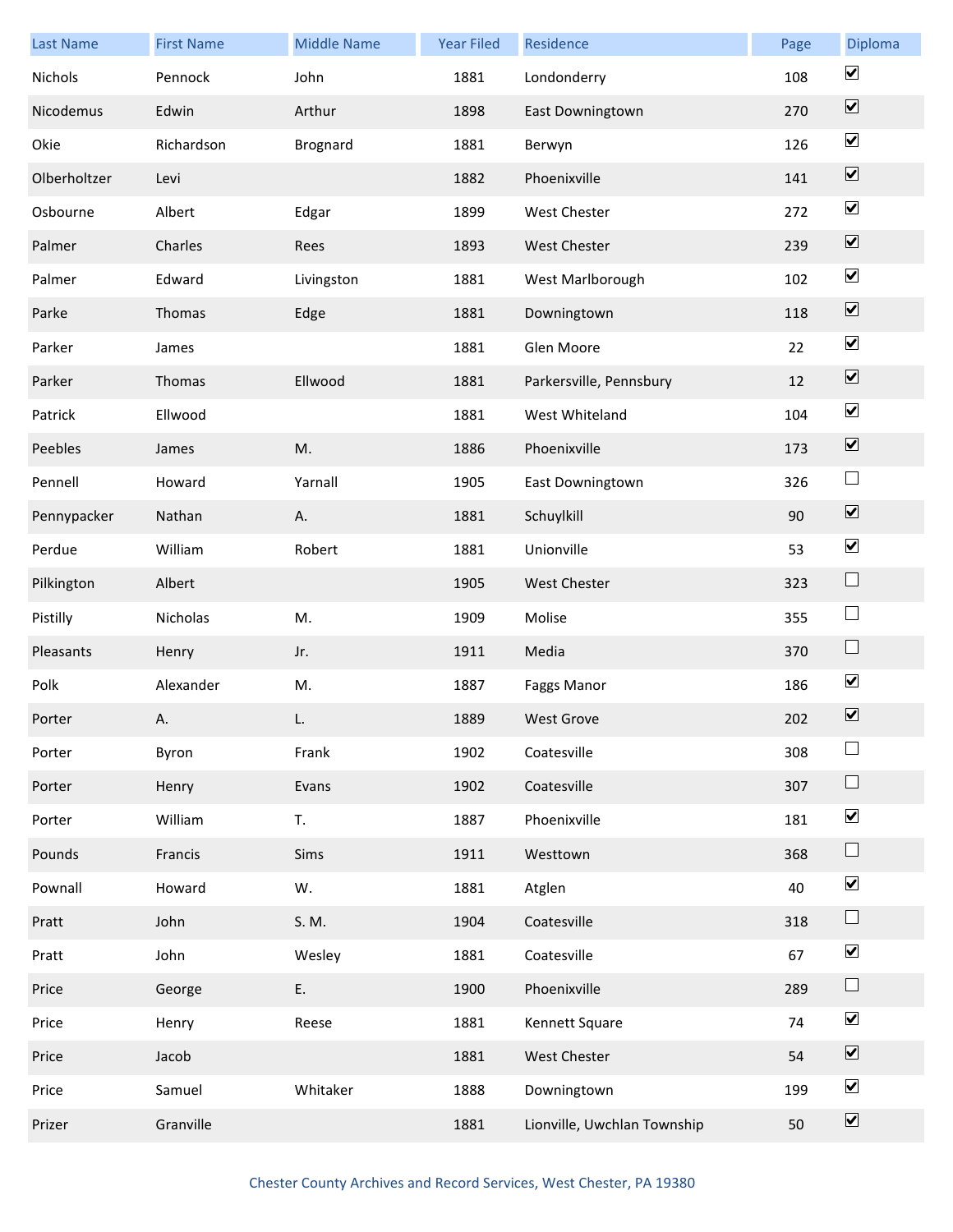| Last Name | First Name | Middle Name | Year Filed | Residence | Page | Diploma |
|---|---|---|---|---|---|---|
| Nichols | Pennock | John | 1881 | Londonderry | 108 | ☑ |
| Nicodemus | Edwin | Arthur | 1898 | East Downingtown | 270 | ☑ |
| Okie | Richardson | Brognard | 1881 | Berwyn | 126 | ☑ |
| Olberholtzer | Levi | | 1882 | Phoenixville | 141 | ☑ |
| Osbourne | Albert | Edgar | 1899 | West Chester | 272 | ☑ |
| Palmer | Charles | Rees | 1893 | West Chester | 239 | ☑ |
| Palmer | Edward | Livingston | 1881 | West Marlborough | 102 | ☑ |
| Parke | Thomas | Edge | 1881 | Downingtown | 118 | ☑ |
| Parker | James | | 1881 | Glen Moore | 22 | ☑ |
| Parker | Thomas | Ellwood | 1881 | Parkersville, Pennsbury | 12 | ☑ |
| Patrick | Ellwood | | 1881 | West Whiteland | 104 | ☑ |
| Peebles | James | M. | 1886 | Phoenixville | 173 | ☑ |
| Pennell | Howard | Yarnall | 1905 | East Downingtown | 326 | ☐ |
| Pennypacker | Nathan | A. | 1881 | Schuylkill | 90 | ☑ |
| Perdue | William | Robert | 1881 | Unionville | 53 | ☑ |
| Pilkington | Albert | | 1905 | West Chester | 323 | ☐ |
| Pistilly | Nicholas | M. | 1909 | Molise | 355 | ☐ |
| Pleasants | Henry | Jr. | 1911 | Media | 370 | ☐ |
| Polk | Alexander | M. | 1887 | Faggs Manor | 186 | ☑ |
| Porter | A. | L. | 1889 | West Grove | 202 | ☑ |
| Porter | Byron | Frank | 1902 | Coatesville | 308 | ☐ |
| Porter | Henry | Evans | 1902 | Coatesville | 307 | ☐ |
| Porter | William | T. | 1887 | Phoenixville | 181 | ☑ |
| Pounds | Francis | Sims | 1911 | Westtown | 368 | ☐ |
| Pownall | Howard | W. | 1881 | Atglen | 40 | ☑ |
| Pratt | John | S. M. | 1904 | Coatesville | 318 | ☐ |
| Pratt | John | Wesley | 1881 | Coatesville | 67 | ☑ |
| Price | George | E. | 1900 | Phoenixville | 289 | ☐ |
| Price | Henry | Reese | 1881 | Kennett Square | 74 | ☑ |
| Price | Jacob | | 1881 | West Chester | 54 | ☑ |
| Price | Samuel | Whitaker | 1888 | Downingtown | 199 | ☑ |
| Prizer | Granville | | 1881 | Lionville, Uwchlan Township | 50 | ☑ |

Chester County Archives and Record Services, West Chester, PA 19380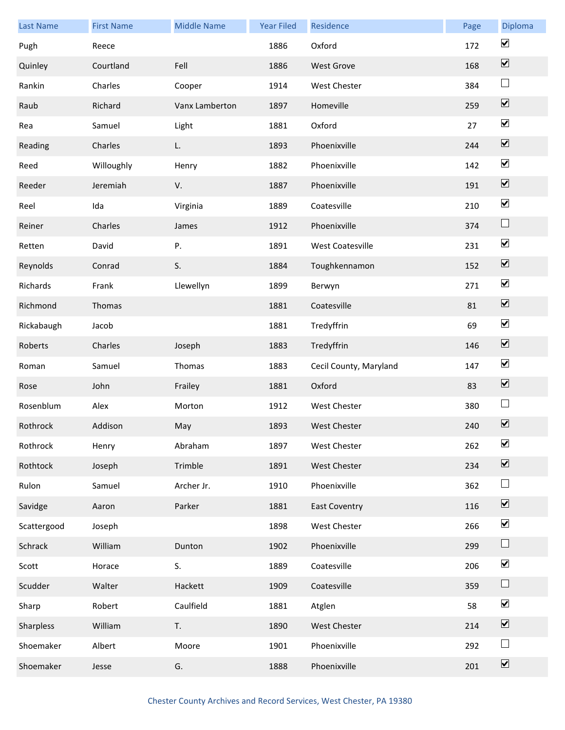| Last Name | First Name | Middle Name | Year Filed | Residence | Page | Diploma |
|---|---|---|---|---|---|---|
| Pugh | Reece | | 1886 | Oxford | 172 | ☑ |
| Quinley | Courtland | Fell | 1886 | West Grove | 168 | ☑ |
| Rankin | Charles | Cooper | 1914 | West Chester | 384 | ☐ |
| Raub | Richard | Vanx Lamberton | 1897 | Homeville | 259 | ☑ |
| Rea | Samuel | Light | 1881 | Oxford | 27 | ☑ |
| Reading | Charles | L. | 1893 | Phoenixville | 244 | ☑ |
| Reed | Willoughly | Henry | 1882 | Phoenixville | 142 | ☑ |
| Reeder | Jeremiah | V. | 1887 | Phoenixville | 191 | ☑ |
| Reel | Ida | Virginia | 1889 | Coatesville | 210 | ☑ |
| Reiner | Charles | James | 1912 | Phoenixville | 374 | ☐ |
| Retten | David | P. | 1891 | West Coatesville | 231 | ☑ |
| Reynolds | Conrad | S. | 1884 | Toughkennamon | 152 | ☑ |
| Richards | Frank | Llewellyn | 1899 | Berwyn | 271 | ☑ |
| Richmond | Thomas | | 1881 | Coatesville | 81 | ☑ |
| Rickabaugh | Jacob | | 1881 | Tredyffrin | 69 | ☑ |
| Roberts | Charles | Joseph | 1883 | Tredyffrin | 146 | ☑ |
| Roman | Samuel | Thomas | 1883 | Cecil County, Maryland | 147 | ☑ |
| Rose | John | Frailey | 1881 | Oxford | 83 | ☑ |
| Rosenblum | Alex | Morton | 1912 | West Chester | 380 | ☐ |
| Rothrock | Addison | May | 1893 | West Chester | 240 | ☑ |
| Rothrock | Henry | Abraham | 1897 | West Chester | 262 | ☑ |
| Rothtock | Joseph | Trimble | 1891 | West Chester | 234 | ☑ |
| Rulon | Samuel | Archer Jr. | 1910 | Phoenixville | 362 | ☐ |
| Savidge | Aaron | Parker | 1881 | East Coventry | 116 | ☑ |
| Scattergood | Joseph | | 1898 | West Chester | 266 | ☑ |
| Schrack | William | Dunton | 1902 | Phoenixville | 299 | ☐ |
| Scott | Horace | S. | 1889 | Coatesville | 206 | ☑ |
| Scudder | Walter | Hackett | 1909 | Coatesville | 359 | ☐ |
| Sharp | Robert | Caulfield | 1881 | Atglen | 58 | ☑ |
| Sharpless | William | T. | 1890 | West Chester | 214 | ☑ |
| Shoemaker | Albert | Moore | 1901 | Phoenixville | 292 | ☐ |
| Shoemaker | Jesse | G. | 1888 | Phoenixville | 201 | ☑ |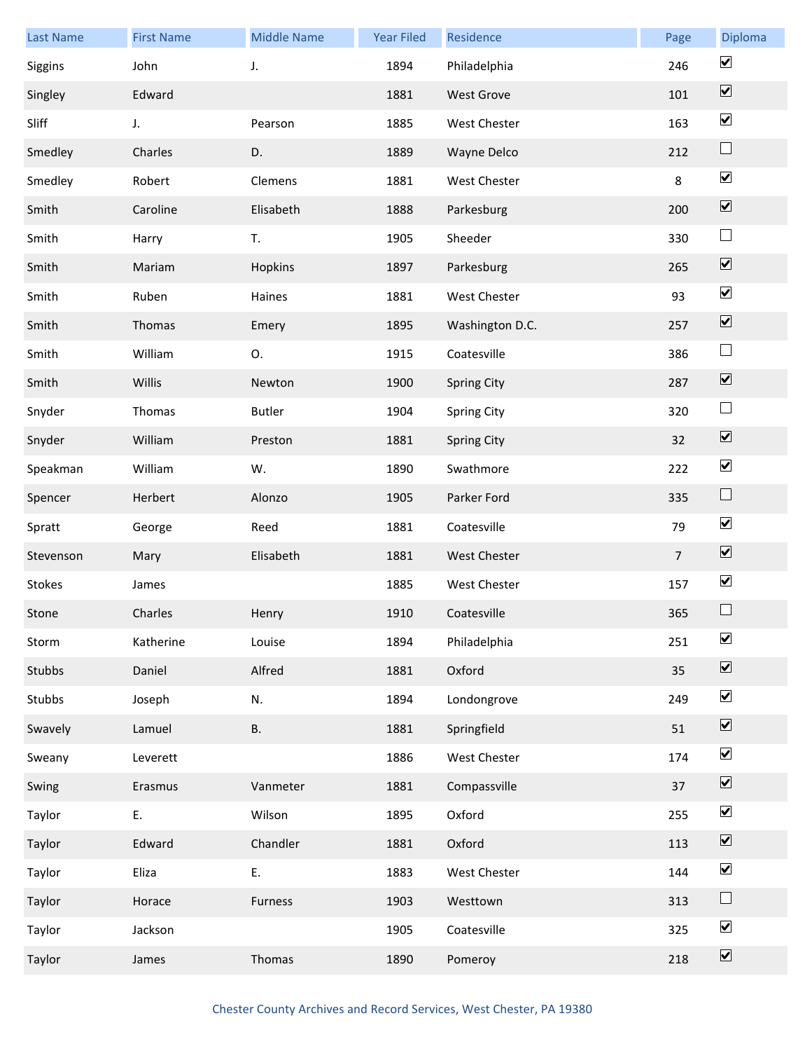| Last Name | First Name | Middle Name | Year Filed | Residence | Page | Diploma |
|---|---|---|---|---|---|---|
| Siggins | John | J. | 1894 | Philadelphia | 246 | ☑ |
| Singley | Edward | | 1881 | West Grove | 101 | ☑ |
| Sliff | J. | Pearson | 1885 | West Chester | 163 | ☑ |
| Smedley | Charles | D. | 1889 | Wayne Delco | 212 | ☐ |
| Smedley | Robert | Clemens | 1881 | West Chester | 8 | ☑ |
| Smith | Caroline | Elisabeth | 1888 | Parkesburg | 200 | ☑ |
| Smith | Harry | T. | 1905 | Sheeder | 330 | ☐ |
| Smith | Mariam | Hopkins | 1897 | Parkesburg | 265 | ☑ |
| Smith | Ruben | Haines | 1881 | West Chester | 93 | ☑ |
| Smith | Thomas | Emery | 1895 | Washington D.C. | 257 | ☑ |
| Smith | William | O. | 1915 | Coatesville | 386 | ☐ |
| Smith | Willis | Newton | 1900 | Spring City | 287 | ☑ |
| Snyder | Thomas | Butler | 1904 | Spring City | 320 | ☐ |
| Snyder | William | Preston | 1881 | Spring City | 32 | ☑ |
| Speakman | William | W. | 1890 | Swathmore | 222 | ☑ |
| Spencer | Herbert | Alonzo | 1905 | Parker Ford | 335 | ☐ |
| Spratt | George | Reed | 1881 | Coatesville | 79 | ☑ |
| Stevenson | Mary | Elisabeth | 1881 | West Chester | 7 | ☑ |
| Stokes | James | | 1885 | West Chester | 157 | ☑ |
| Stone | Charles | Henry | 1910 | Coatesville | 365 | ☐ |
| Storm | Katherine | Louise | 1894 | Philadelphia | 251 | ☑ |
| Stubbs | Daniel | Alfred | 1881 | Oxford | 35 | ☑ |
| Stubbs | Joseph | N. | 1894 | Londongrove | 249 | ☑ |
| Swavely | Lamuel | B. | 1881 | Springfield | 51 | ☑ |
| Sweany | Leverett | | 1886 | West Chester | 174 | ☑ |
| Swing | Erasmus | Vanmeter | 1881 | Compassville | 37 | ☑ |
| Taylor | E. | Wilson | 1895 | Oxford | 255 | ☑ |
| Taylor | Edward | Chandler | 1881 | Oxford | 113 | ☑ |
| Taylor | Eliza | E. | 1883 | West Chester | 144 | ☑ |
| Taylor | Horace | Furness | 1903 | Westtown | 313 | ☐ |
| Taylor | Jackson | | 1905 | Coatesville | 325 | ☑ |
| Taylor | James | Thomas | 1890 | Pomeroy | 218 | ☑ |

Chester County Archives and Record Services, West Chester, PA 19380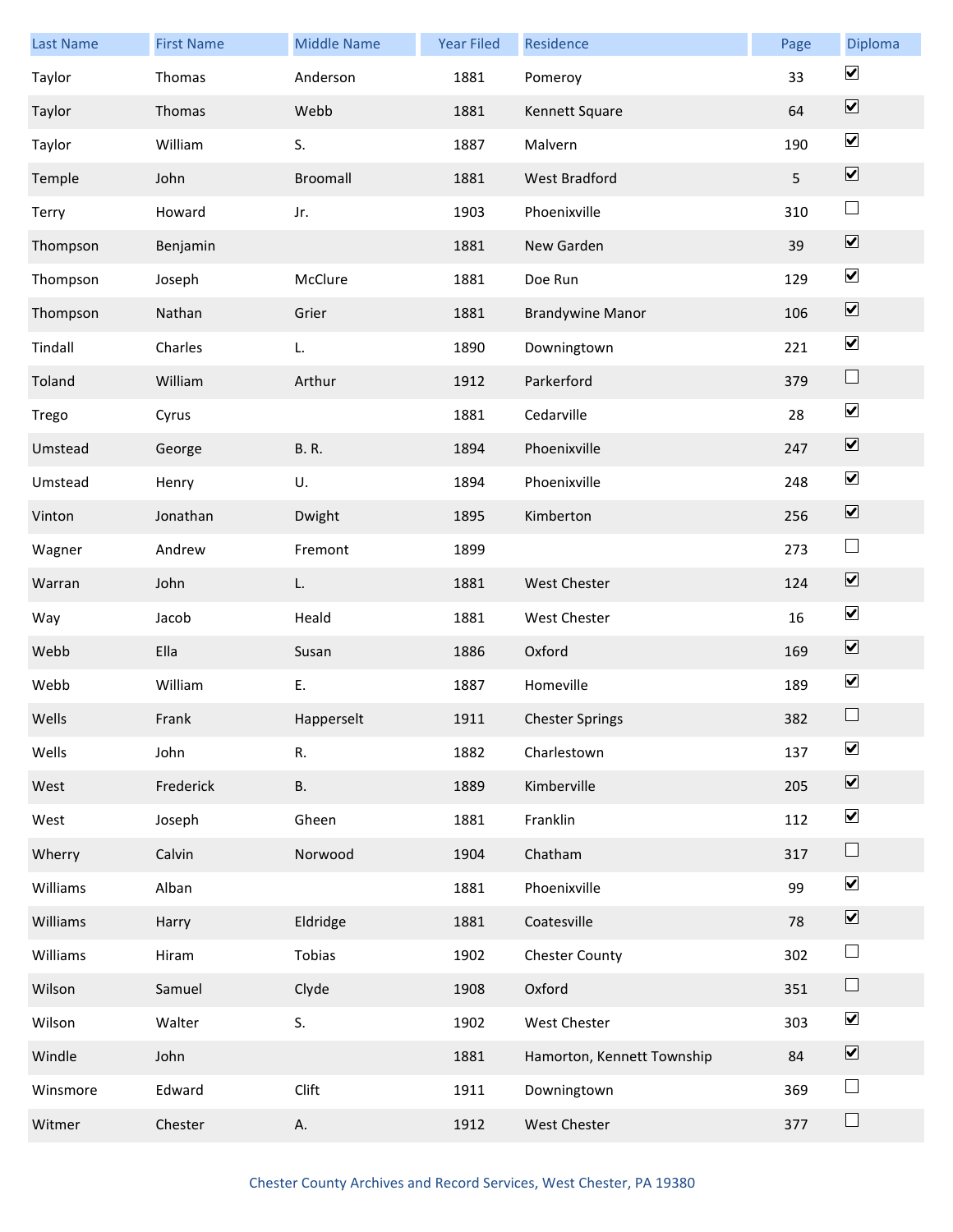| Last Name | First Name | Middle Name | Year Filed | Residence | Page | Diploma |
|---|---|---|---|---|---|---|
| Taylor | Thomas | Anderson | 1881 | Pomeroy | 33 | ☑ |
| Taylor | Thomas | Webb | 1881 | Kennett Square | 64 | ☑ |
| Taylor | William | S. | 1887 | Malvern | 190 | ☑ |
| Temple | John | Broomall | 1881 | West Bradford | 5 | ☑ |
| Terry | Howard | Jr. | 1903 | Phoenixville | 310 | ☐ |
| Thompson | Benjamin | | 1881 | New Garden | 39 | ☑ |
| Thompson | Joseph | McClure | 1881 | Doe Run | 129 | ☑ |
| Thompson | Nathan | Grier | 1881 | Brandywine Manor | 106 | ☑ |
| Tindall | Charles | L. | 1890 | Downingtown | 221 | ☑ |
| Toland | William | Arthur | 1912 | Parkerford | 379 | ☐ |
| Trego | Cyrus | | 1881 | Cedarville | 28 | ☑ |
| Umstead | George | B. R. | 1894 | Phoenixville | 247 | ☑ |
| Umstead | Henry | U. | 1894 | Phoenixville | 248 | ☑ |
| Vinton | Jonathan | Dwight | 1895 | Kimberton | 256 | ☑ |
| Wagner | Andrew | Fremont | 1899 | | 273 | ☐ |
| Warran | John | L. | 1881 | West Chester | 124 | ☑ |
| Way | Jacob | Heald | 1881 | West Chester | 16 | ☑ |
| Webb | Ella | Susan | 1886 | Oxford | 169 | ☑ |
| Webb | William | E. | 1887 | Homeville | 189 | ☑ |
| Wells | Frank | Happerselt | 1911 | Chester Springs | 382 | ☐ |
| Wells | John | R. | 1882 | Charlestown | 137 | ☑ |
| West | Frederick | B. | 1889 | Kimberville | 205 | ☑ |
| West | Joseph | Gheen | 1881 | Franklin | 112 | ☑ |
| Wherry | Calvin | Norwood | 1904 | Chatham | 317 | ☐ |
| Williams | Alban | | 1881 | Phoenixville | 99 | ☑ |
| Williams | Harry | Eldridge | 1881 | Coatesville | 78 | ☑ |
| Williams | Hiram | Tobias | 1902 | Chester County | 302 | ☐ |
| Wilson | Samuel | Clyde | 1908 | Oxford | 351 | ☐ |
| Wilson | Walter | S. | 1902 | West Chester | 303 | ☑ |
| Windle | John | | 1881 | Hamorton, Kennett Township | 84 | ☑ |
| Winsmore | Edward | Clift | 1911 | Downingtown | 369 | ☐ |
| Witmer | Chester | A. | 1912 | West Chester | 377 | ☐ |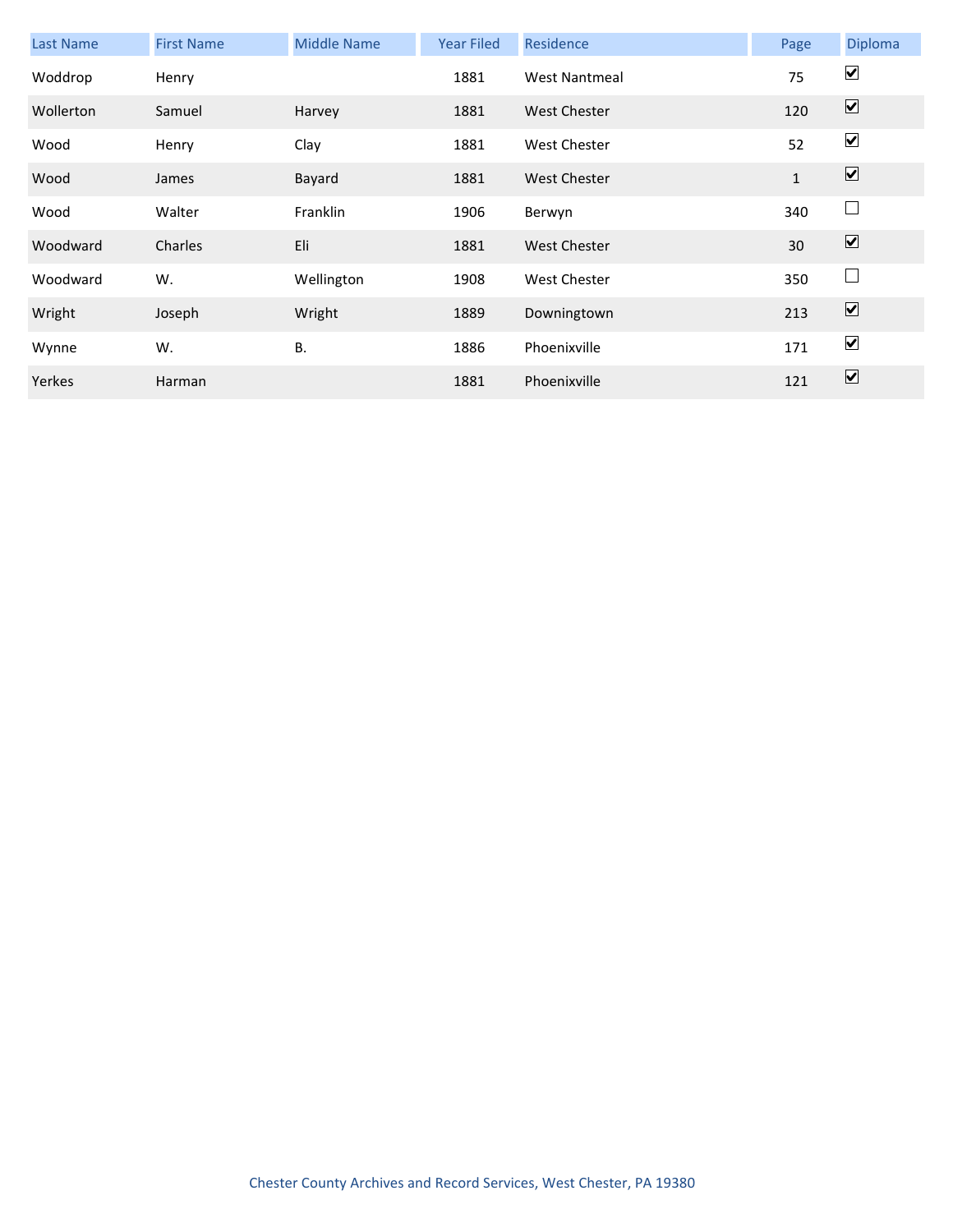| Last Name | First Name | Middle Name | Year Filed | Residence | Page | Diploma |
|---|---|---|---|---|---|---|
| Woddrop | Henry | | 1881 | West Nantmeal | 75 | ☑ |
| Wollerton | Samuel | Harvey | 1881 | West Chester | 120 | ☑ |
| Wood | Henry | Clay | 1881 | West Chester | 52 | ☑ |
| Wood | James | Bayard | 1881 | West Chester | 1 | ☑ |
| Wood | Walter | Franklin | 1906 | Berwyn | 340 | ☐ |
| Woodward | Charles | Eli | 1881 | West Chester | 30 | ☑ |
| Woodward | W. | Wellington | 1908 | West Chester | 350 | ☐ |
| Wright | Joseph | Wright | 1889 | Downingtown | 213 | ☑ |
| Wynne | W. | B. | 1886 | Phoenixville | 171 | ☑ |
| Yerkes | Harman | | 1881 | Phoenixville | 121 | ☑ |

Chester County Archives and Record Services, West Chester, PA 19380